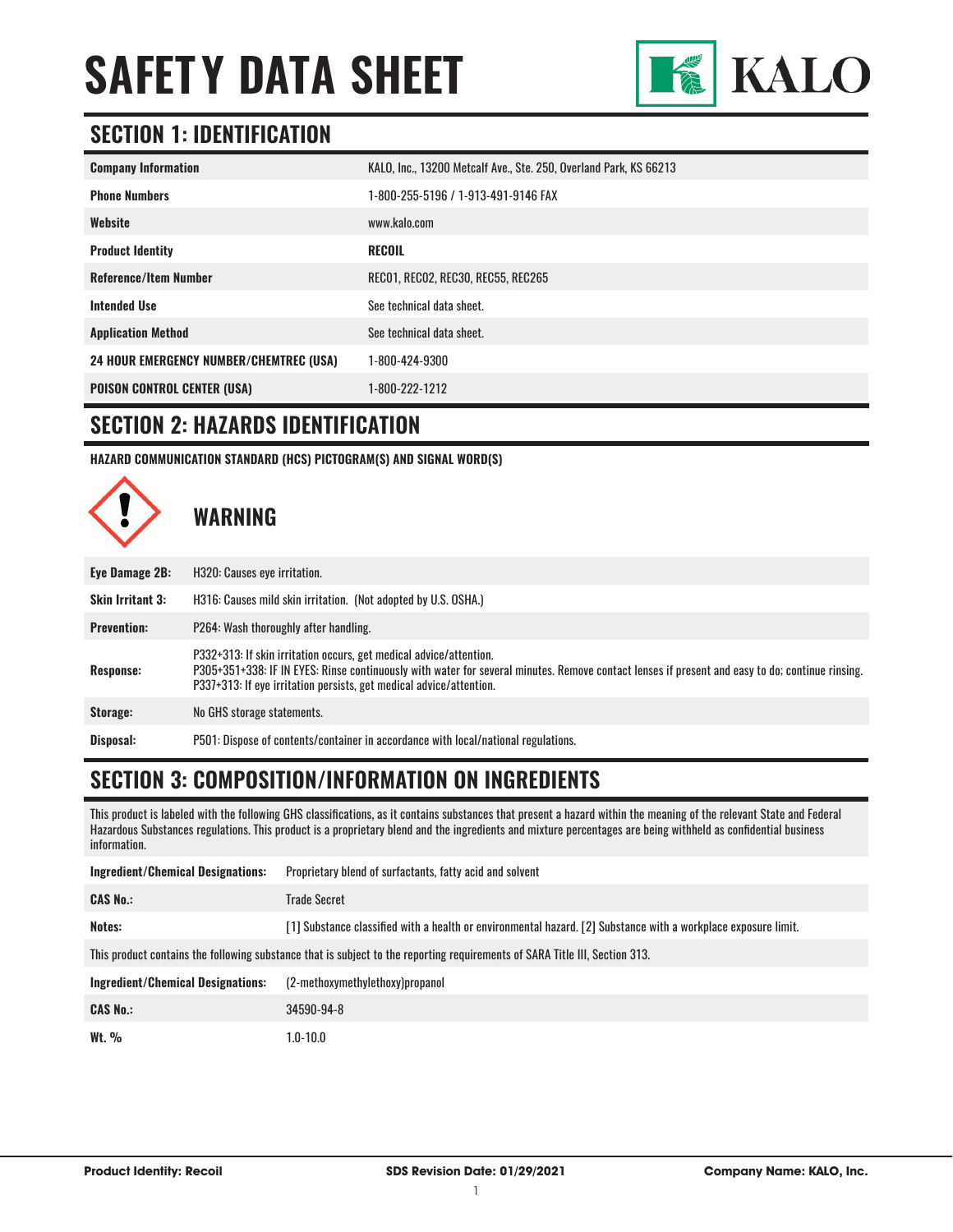# SAFETY DATA SHEET

KALO

## SECTION 1: IDENTIFICATION

| | |
|---|---|
| **Company Information** | KALO, Inc., 13200 Metcalf Ave., Ste. 250, Overland Park, KS 66213 |
| **Phone Numbers** | 1-800-255-5196 / 1-913-491-9146 FAX |
| **Website** | www.kalo.com |
| **Product Identity** | **RECOIL** |
| **Reference/Item Number** | REC01, REC02, REC30, REC55, REC265 |
| **Intended Use** | See technical data sheet. |
| **Application Method** | See technical data sheet. |
| **24 HOUR EMERGENCY NUMBER/CHEMTREC (USA)** | 1-800-424-9300 |
| **POISON CONTROL CENTER (USA)** | 1-800-222-1212 |

## SECTION 2: HAZARDS IDENTIFICATION

**HAZARD COMMUNICATION STANDARD (HCS) PICTOGRAM(S) AND SIGNAL WORD(S)**

### WARNING

| | |
|---|---|
| **Eye Damage 2B:** | H320: Causes eye irritation. |
| **Skin Irritant 3:** | H316: Causes mild skin irritation. (Not adopted by U.S. OSHA.) |
| **Prevention:** | P264: Wash thoroughly after handling. |
| **Response:** | P332+313: If skin irritation occurs, get medical advice/attention.<br>P305+351+338: IF IN EYES: Rinse continuously with water for several minutes. Remove contact lenses if present and easy to do; continue rinsing.<br>P337+313: If eye irritation persists, get medical advice/attention. |
| **Storage:** | No GHS storage statements. |
| **Disposal:** | P501: Dispose of contents/container in accordance with local/national regulations. |

## SECTION 3: COMPOSITION/INFORMATION ON INGREDIENTS

This product is labeled with the following GHS classifications, as it contains substances that present a hazard within the meaning of the relevant State and Federal Hazardous Substances regulations. This product is a proprietary blend and the ingredients and mixture percentages are being withheld as confidential business information.

| | |
|---|---|
| **Ingredient/Chemical Designations:** | Proprietary blend of surfactants, fatty acid and solvent |
| **CAS No.:** | Trade Secret |
| **Notes:** | [1] Substance classified with a health or environmental hazard. [2] Substance with a workplace exposure limit. |

This product contains the following substance that is subject to the reporting requirements of SARA Title III, Section 313.

| | |
|---|---|
| **Ingredient/Chemical Designations:** | (2-methoxymethylethoxy)propanol |
| **CAS No.:** | 34590-94-8 |
| **Wt. %** | 1.0-10.0 |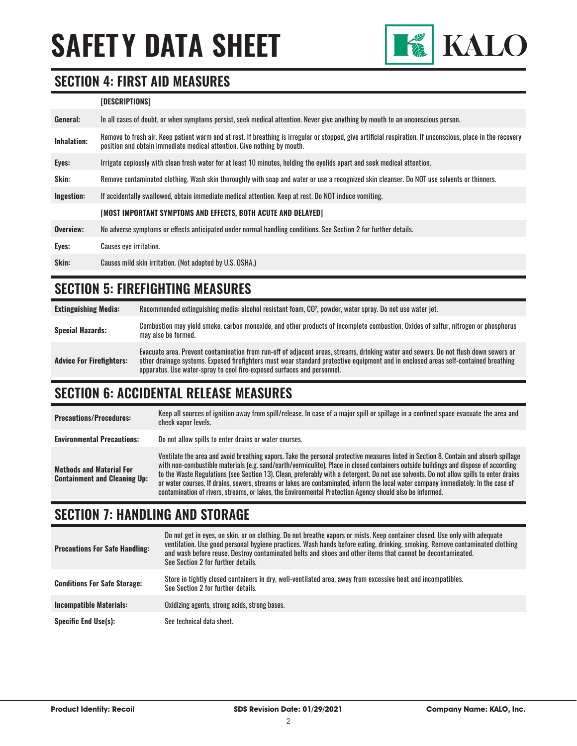# SAFETY DATA SHEET

## SECTION 4: FIRST AID MEASURES

| | [DESCRIPTIONS] |
|---|---|
| **General:** | In all cases of doubt, or when symptoms persist, seek medical attention. Never give anything by mouth to an unconscious person. |
| **Inhalation:** | Remove to fresh air. Keep patient warm and at rest. If breathing is irregular or stopped, give artificial respiration. If unconscious, place in the recovery position and obtain immediate medical attention. Give nothing by mouth. |
| **Eyes:** | Irrigate copiously with clean fresh water for at least 10 minutes, holding the eyelids apart and seek medical attention. |
| **Skin:** | Remove contaminated clothing. Wash skin thoroughly with soap and water or use a recognized skin cleanser. Do NOT use solvents or thinners. |
| **Ingestion:** | If accidentally swallowed, obtain immediate medical attention. Keep at rest. Do NOT induce vomiting. |
| | **[MOST IMPORTANT SYMPTOMS AND EFFECTS, BOTH ACUTE AND DELAYED]** |
| **Overview:** | No adverse symptoms or effects anticipated under normal handling conditions. See Section 2 for further details. |
| **Eyes:** | Causes eye irritation. |
| **Skin:** | Causes mild skin irritation. (Not adopted by U.S. OSHA.) |

## SECTION 5: FIREFIGHTING MEASURES

| | |
|---|---|
| **Extinguishing Media:** | Recommended extinguishing media: alcohol resistant foam, $CO^2$, powder, water spray. Do not use water jet. |
| **Special Hazards:** | Combustion may yield smoke, carbon monoxide, and other products of incomplete combustion. Oxides of sulfur, nitrogen or phosphorus may also be formed. |
| **Advice For Firefighters:** | Evacuate area. Prevent contamination from run-off of adjacent areas, streams, drinking water and sewers. Do not flush down sewers or other drainage systems. Exposed firefighters must wear standard protective equipment and in enclosed areas self-contained breathing apparatus. Use water-spray to cool fire-exposed surfaces and personnel. |

## SECTION 6: ACCIDENTAL RELEASE MEASURES

| | |
|---|---|
| **Precautions/Procedures:** | Keep all sources of ignition away from spill/release. In case of a major spill or spillage in a confined space evacuate the area and check vapor levels. |
| **Environmental Precautions:** | Do not allow spills to enter drains or water courses. |
| **Methods and Material For Containment and Cleaning Up:** | Ventilate the area and avoid breathing vapors. Take the personal protective measures listed in Section 8. Contain and absorb spillage with non-combustible materials (e.g. sand/earth/vermiculite). Place in closed containers outside buildings and dispose of according to the Waste Regulations (see Section 13). Clean, preferably with a detergent. Do not use solvents. Do not allow spills to enter drains or water courses. If drains, sewers, streams or lakes are contaminated, inform the local water company immediately. In the case of contamination of rivers, streams, or lakes, the Environmental Protection Agency should also be informed. |

## SECTION 7: HANDLING AND STORAGE

| | |
|---|---|
| **Precautions For Safe Handling:** | Do not get in eyes, on skin, or on clothing. Do not breathe vapors or mists. Keep container closed. Use only with adequate ventilation. Use good personal hygiene practices. Wash hands before eating, drinking, smoking. Remove contaminated clothing and wash before reuse. Destroy contaminated belts and shoes and other items that cannot be decontaminated. See Section 2 for further details. |
| **Conditions For Safe Storage:** | Store in tightly closed containers in dry, well-ventilated area, away from excessive heat and incompatibles. See Section 2 for further details. |
| **Incompatible Materials:** | Oxidizing agents, strong acids, strong bases. |
| **Specific End Use(s):** | See technical data sheet. |

**Product Identity: Recoil** | **SDS Revision Date: 01/29/2021** | **Company Name: KALO, Inc.**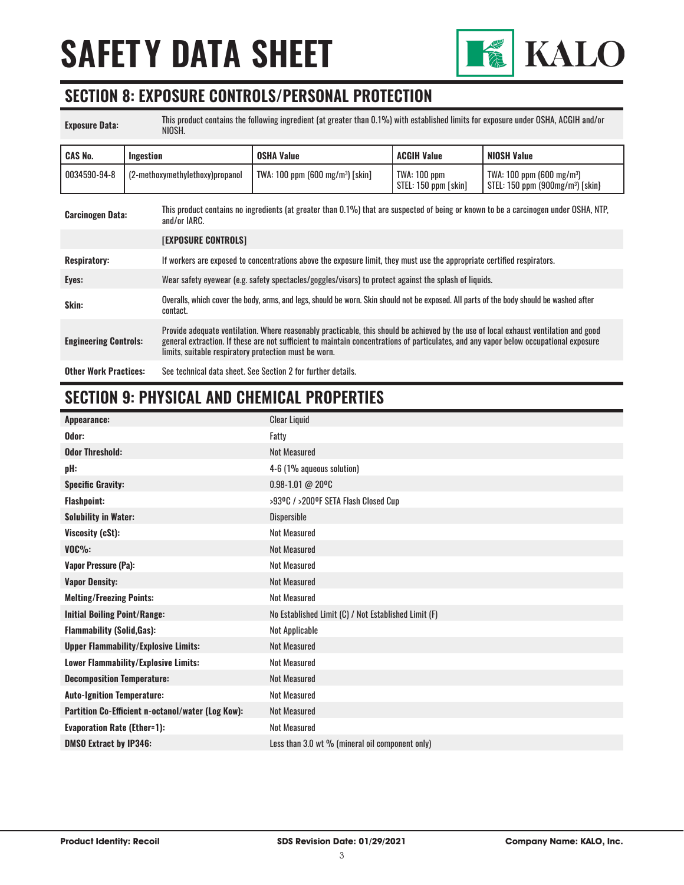# SAFETY DATA SHEET

## SECTION 8: EXPOSURE CONTROLS/PERSONAL PROTECTION

**Exposure Data:** This product contains the following ingredient (at greater than 0.1%) with established limits for exposure under OSHA, ACGIH and/or NIOSH.

| CAS No. | Ingestion | OSHA Value | ACGIH Value | NIOSH Value |
|---|---|---|---|---|
| 0034590-94-8 | (2-methoxymethylethoxy)propanol | TWA: 100 ppm (600 mg/m$^3$) [skin] | TWA: 100 ppm STEL: 150 ppm [skin] | TWA: 100 ppm (600 mg/m$^3$) STEL: 150 ppm (900mg/m$^3$) [skin} |

**Carcinogen Data:** This product contains no ingredients (at greater than 0.1%) that are suspected of being or known to be a carcinogen under OSHA, NTP, and/or IARC.

**[EXPOSURE CONTROLS]**

**Respiratory:** If workers are exposed to concentrations above the exposure limit, they must use the appropriate certified respirators.

**Eyes:** Wear safety eyewear (e.g. safety spectacles/goggles/visors) to protect against the splash of liquids.

**Skin:** Overalls, which cover the body, arms, and legs, should be worn. Skin should not be exposed. All parts of the body should be washed after contact.

**Engineering Controls:** Provide adequate ventilation. Where reasonably practicable, this should be achieved by the use of local exhaust ventilation and good general extraction. If these are not sufficient to maintain concentrations of particulates, and any vapor below occupational exposure limits, suitable respiratory protection must be worn.

**Other Work Practices:** See technical data sheet. See Section 2 for further details.

## SECTION 9: PHYSICAL AND CHEMICAL PROPERTIES

| Property | Value |
|---|---|
| **Appearance:** | Clear Liquid |
| **Odor:** | Fatty |
| **Odor Threshold:** | Not Measured |
| **pH:** | 4-6 (1% aqueous solution) |
| **Specific Gravity:** | 0.98-1.01 @ 20ºC |
| **Flashpoint:** | >93ºC / >200ºF SETA Flash Closed Cup |
| **Solubility in Water:** | Dispersible |
| **Viscosity (cSt):** | Not Measured |
| **VOC%:** | Not Measured |
| **Vapor Pressure (Pa):** | Not Measured |
| **Vapor Density:** | Not Measured |
| **Melting/Freezing Points:** | Not Measured |
| **Initial Boiling Point/Range:** | No Established Limit (C) / Not Established Limit (F) |
| **Flammability (Solid,Gas):** | Not Applicable |
| **Upper Flammability/Explosive Limits:** | Not Measured |
| **Lower Flammability/Explosive Limits:** | Not Measured |
| **Decomposition Temperature:** | Not Measured |
| **Auto-Ignition Temperature:** | Not Measured |
| **Partition Co-Efficient n-octanol/water (Log Kow):** | Not Measured |
| **Evaporation Rate (Ether=1):** | Not Measured |
| **DMSO Extract by IP346:** | Less than 3.0 wt % (mineral oil component only) |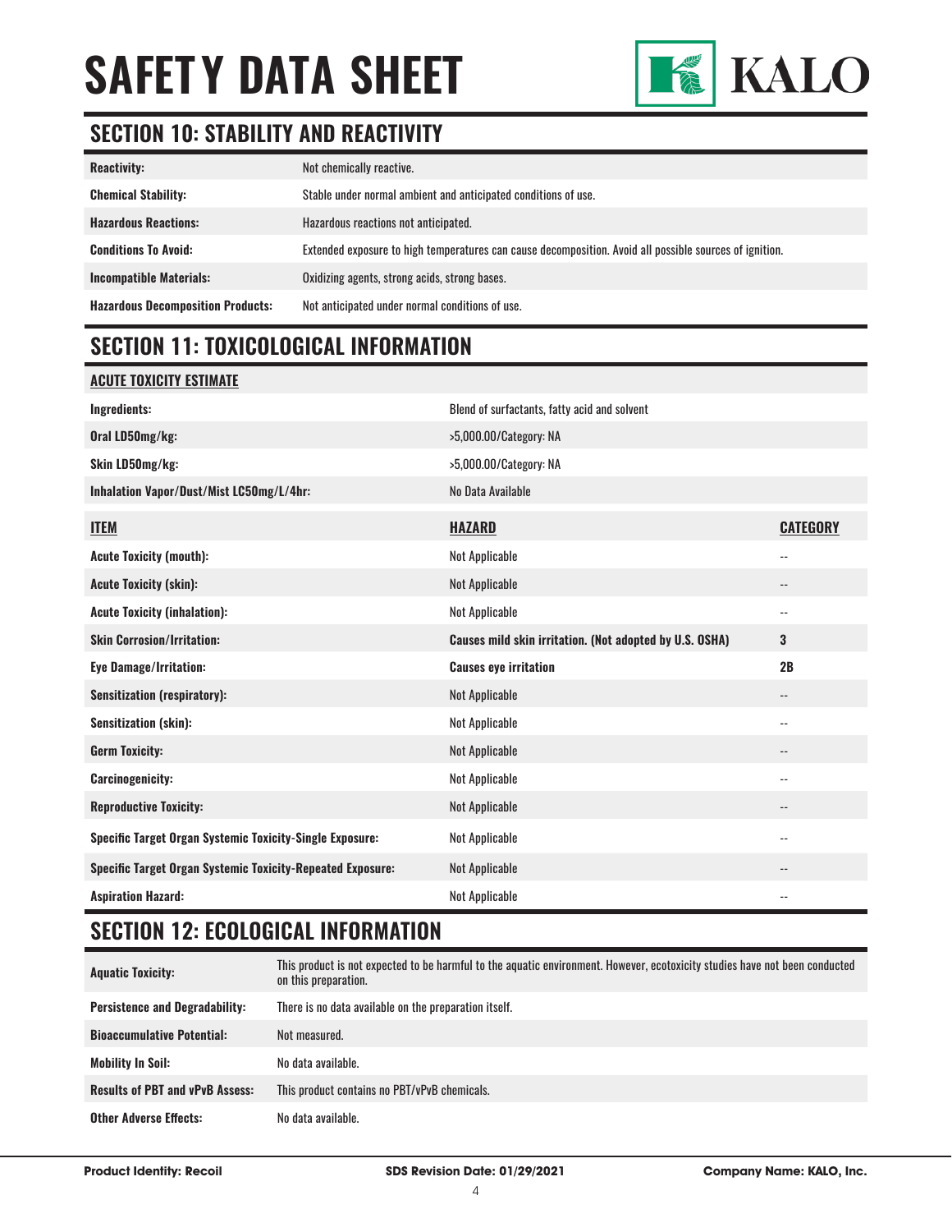# SAFETY DATA SHEET

## SECTION 10: STABILITY AND REACTIVITY

| | |
|---|---|
| **Reactivity:** | Not chemically reactive. |
| **Chemical Stability:** | Stable under normal ambient and anticipated conditions of use. |
| **Hazardous Reactions:** | Hazardous reactions not anticipated. |
| **Conditions To Avoid:** | Extended exposure to high temperatures can cause decomposition. Avoid all possible sources of ignition. |
| **Incompatible Materials:** | Oxidizing agents, strong acids, strong bases. |
| **Hazardous Decomposition Products:** | Not anticipated under normal conditions of use. |

## SECTION 11: TOXICOLOGICAL INFORMATION

| **ACUTE TOXICITY ESTIMATE** | | |
|---|---|---|
| **Ingredients:** | Blend of surfactants, fatty acid and solvent | |
| **Oral LD50mg/kg:** | >5,000.00/Category: NA | |
| **Skin LD50mg/kg:** | >5,000.00/Category: NA | |
| **Inhalation Vapor/Dust/Mist LC50mg/L/4hr:** | No Data Available | |
| **ITEM** | **HAZARD** | **CATEGORY** |
| **Acute Toxicity (mouth):** | Not Applicable | -- |
| **Acute Toxicity (skin):** | Not Applicable | -- |
| **Acute Toxicity (inhalation):** | Not Applicable | -- |
| **Skin Corrosion/Irritation:** | **Causes mild skin irritation. (Not adopted by U.S. OSHA)** | **3** |
| **Eye Damage/Irritation:** | **Causes eye irritation** | **2B** |
| **Sensitization (respiratory):** | Not Applicable | -- |
| **Sensitization (skin):** | Not Applicable | -- |
| **Germ Toxicity:** | Not Applicable | -- |
| **Carcinogenicity:** | Not Applicable | -- |
| **Reproductive Toxicity:** | Not Applicable | -- |
| **Specific Target Organ Systemic Toxicity-Single Exposure:** | Not Applicable | -- |
| **Specific Target Organ Systemic Toxicity-Repeated Exposure:** | Not Applicable | -- |
| **Aspiration Hazard:** | Not Applicable | -- |

## SECTION 12: ECOLOGICAL INFORMATION

| | |
|---|---|
| **Aquatic Toxicity:** | This product is not expected to be harmful to the aquatic environment. However, ecotoxicity studies have not been conducted on this preparation. |
| **Persistence and Degradability:** | There is no data available on the preparation itself. |
| **Bioaccumulative Potential:** | Not measured. |
| **Mobility In Soil:** | No data available. |
| **Results of PBT and vPvB Assess:** | This product contains no PBT/vPvB chemicals. |
| **Other Adverse Effects:** | No data available. |

**Product Identity: Recoil** | **SDS Revision Date: 01/29/2021** | **Company Name: KALO, Inc.**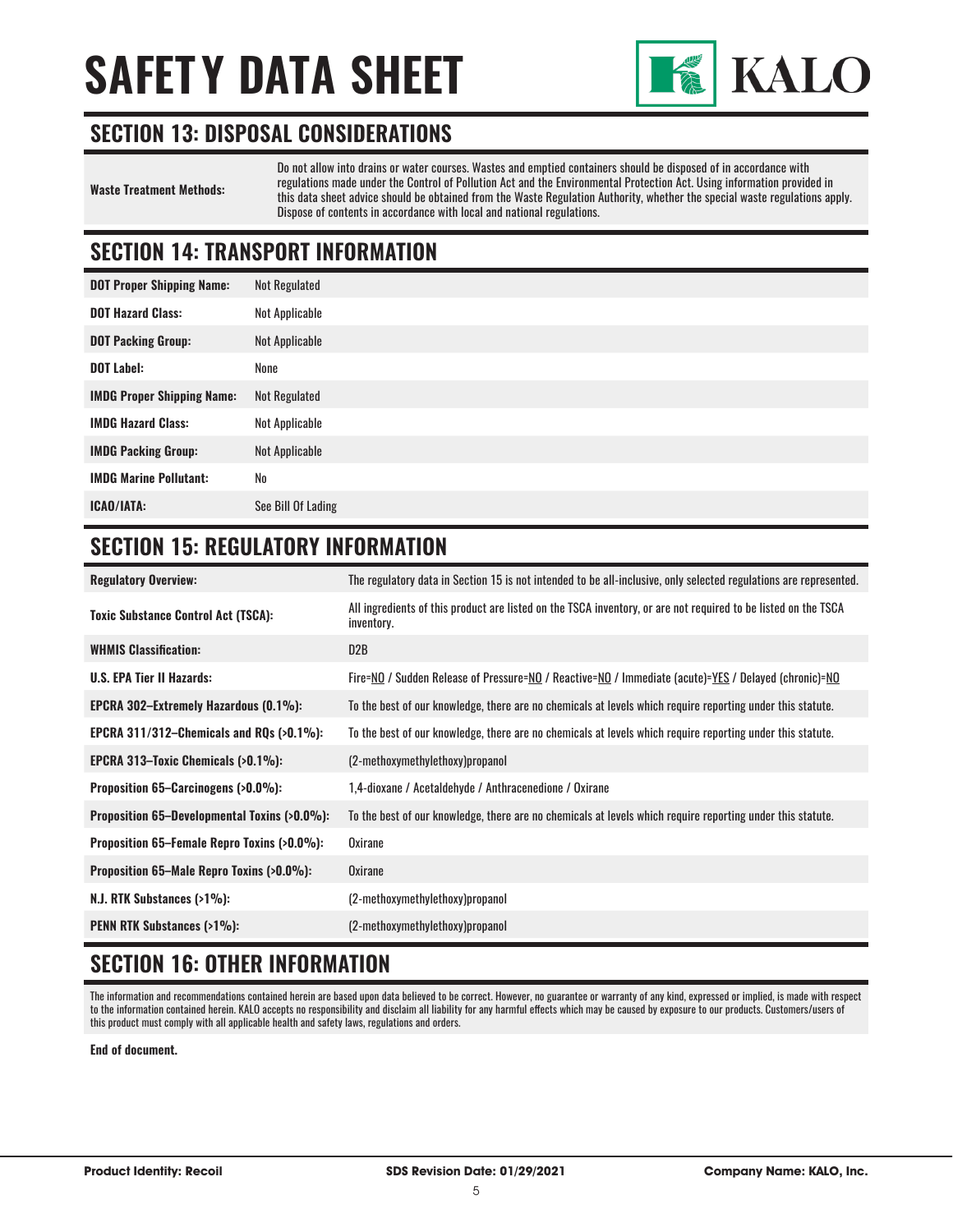# SAFETY DATA SHEET

## SECTION 13: DISPOSAL CONSIDERATIONS

| | |
|---|---|
| **Waste Treatment Methods:** | Do not allow into drains or water courses. Wastes and emptied containers should be disposed of in accordance with regulations made under the Control of Pollution Act and the Environmental Protection Act. Using information provided in this data sheet advice should be obtained from the Waste Regulation Authority, whether the special waste regulations apply. Dispose of contents in accordance with local and national regulations. |

## SECTION 14: TRANSPORT INFORMATION

| | |
|---|---|
| **DOT Proper Shipping Name:** | Not Regulated |
| **DOT Hazard Class:** | Not Applicable |
| **DOT Packing Group:** | Not Applicable |
| **DOT Label:** | None |
| **IMDG Proper Shipping Name:** | Not Regulated |
| **IMDG Hazard Class:** | Not Applicable |
| **IMDG Packing Group:** | Not Applicable |
| **IMDG Marine Pollutant:** | No |
| **ICAO/IATA:** | See Bill Of Lading |

## SECTION 15: REGULATORY INFORMATION

| | |
|---|---|
| **Regulatory Overview:** | The regulatory data in Section 15 is not intended to be all-inclusive, only selected regulations are represented. |
| **Toxic Substance Control Act (TSCA):** | All ingredients of this product are listed on the TSCA inventory, or are not required to be listed on the TSCA inventory. |
| **WHMIS Classification:** | D2B |
| **U.S. EPA Tier II Hazards:** | Fire=NO / Sudden Release of Pressure=NO / Reactive=NO / Immediate (acute)=YES / Delayed (chronic)=NO |
| **EPCRA 302–Extremely Hazardous (0.1%):** | To the best of our knowledge, there are no chemicals at levels which require reporting under this statute. |
| **EPCRA 311/312–Chemicals and RQs (>0.1%):** | To the best of our knowledge, there are no chemicals at levels which require reporting under this statute. |
| **EPCRA 313–Toxic Chemicals (>0.1%):** | (2-methoxymethylethoxy)propanol |
| **Proposition 65–Carcinogens (>0.0%):** | 1,4-dioxane / Acetaldehyde / Anthracenedione / Oxirane |
| **Proposition 65–Developmental Toxins (>0.0%):** | To the best of our knowledge, there are no chemicals at levels which require reporting under this statute. |
| **Proposition 65–Female Repro Toxins (>0.0%):** | Oxirane |
| **Proposition 65–Male Repro Toxins (>0.0%):** | Oxirane |
| **N.J. RTK Substances (>1%):** | (2-methoxymethylethoxy)propanol |
| **PENN RTK Substances (>1%):** | (2-methoxymethylethoxy)propanol |

## SECTION 16: OTHER INFORMATION

The information and recommendations contained herein are based upon data believed to be correct. However, no guarantee or warranty of any kind, expressed or implied, is made with respect to the information contained herein. KALO accepts no responsibility and disclaim all liability for any harmful effects which may be caused by exposure to our products. Customers/users of this product must comply with all applicable health and safety laws, regulations and orders.

**End of document.**